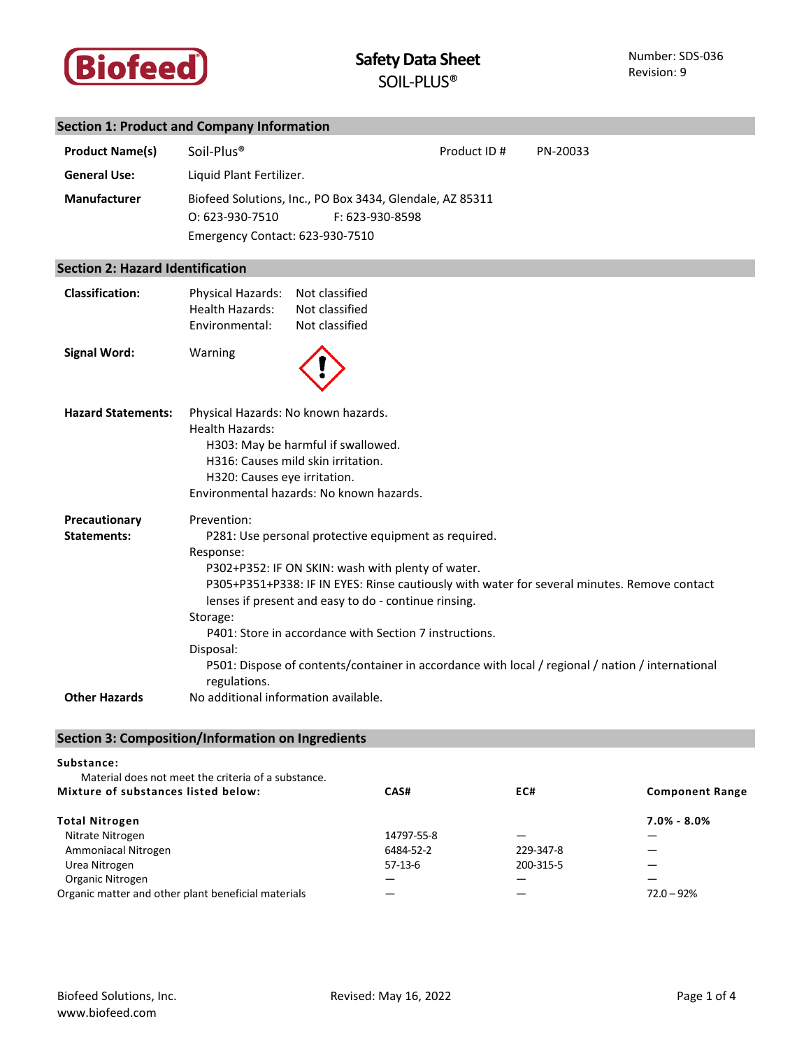# Safety Data Sheet

## SOIL-PLUS®

Number: SDS-036
Revision: 9

## Section 1: Product and Company Information

**Product Name(s)** Soil-Plus® Product ID # PN-20033

**General Use:** Liquid Plant Fertilizer.

**Manufacturer** Biofeed Solutions, Inc., PO Box 3434, Glendale, AZ 85311
O: 623-930-7510 F: 623-930-8598
Emergency Contact: 623-930-7510

## Section 2: Hazard Identification

**Classification:**
Physical Hazards: Not classified
Health Hazards: Not classified
Environmental: Not classified

**Signal Word:** Warning

**Hazard Statements:**
Physical Hazards: No known hazards.
Health Hazards:
- H303: May be harmful if swallowed.
- H316: Causes mild skin irritation.
- H320: Causes eye irritation.

Environmental hazards: No known hazards.

**Precautionary Statements:**
Prevention:
- P281: Use personal protective equipment as required.

Response:
- P302+P352: IF ON SKIN: wash with plenty of water.
- P305+P351+P338: IF IN EYES: Rinse cautiously with water for several minutes. Remove contact lenses if present and easy to do - continue rinsing.

Storage:
- P401: Store in accordance with Section 7 instructions.

Disposal:
- P501: Dispose of contents/container in accordance with local / regional / nation / international regulations.

**Other Hazards** No additional information available.

## Section 3: Composition/Information on Ingredients

**Substance:**
Material does not meet the criteria of a substance.

| Mixture of substances listed below: | CAS# | EC# | Component Range |
|---|---|---|---|
| **Total Nitrogen** | | | **7.0% - 8.0%** |
| Nitrate Nitrogen | 14797-55-8 | — | — |
| Ammoniacal Nitrogen | 6484-52-2 | 229-347-8 | — |
| Urea Nitrogen | 57-13-6 | 200-315-5 | — |
| Organic Nitrogen | — | — | — |
| Organic matter and other plant beneficial materials | — | — | 72.0 – 92% |

Biofeed Solutions, Inc.
www.biofeed.com
Revised: May 16, 2022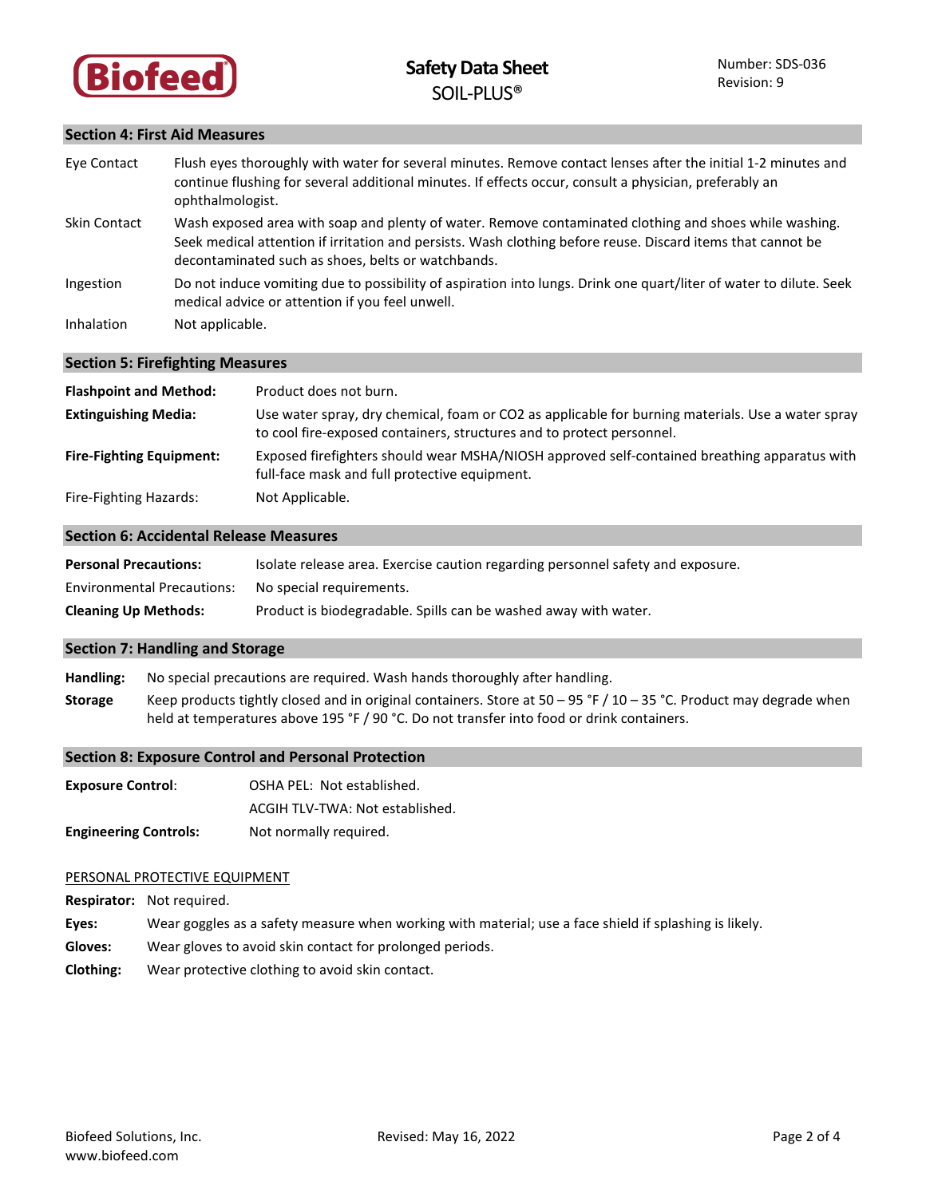## Section 4: First Aid Measures

| | |
|---|---|
| Eye Contact | Flush eyes thoroughly with water for several minutes. Remove contact lenses after the initial 1-2 minutes and continue flushing for several additional minutes. If effects occur, consult a physician, preferably an ophthalmologist. |
| Skin Contact | Wash exposed area with soap and plenty of water. Remove contaminated clothing and shoes while washing. Seek medical attention if irritation and persists. Wash clothing before reuse. Discard items that cannot be decontaminated such as shoes, belts or watchbands. |
| Ingestion | Do not induce vomiting due to possibility of aspiration into lungs. Drink one quart/liter of water to dilute. Seek medical advice or attention if you feel unwell. |
| Inhalation | Not applicable. |

## Section 5: Firefighting Measures

| | |
|---|---|
| **Flashpoint and Method:** | Product does not burn. |
| **Extinguishing Media:** | Use water spray, dry chemical, foam or CO2 as applicable for burning materials. Use a water spray to cool fire-exposed containers, structures and to protect personnel. |
| **Fire-Fighting Equipment:** | Exposed firefighters should wear MSHA/NIOSH approved self-contained breathing apparatus with full-face mask and full protective equipment. |
| Fire-Fighting Hazards: | Not Applicable. |

## Section 6: Accidental Release Measures

| | |
|---|---|
| **Personal Precautions:** | Isolate release area. Exercise caution regarding personnel safety and exposure. |
| Environmental Precautions: | No special requirements. |
| **Cleaning Up Methods:** | Product is biodegradable. Spills can be washed away with water. |

## Section 7: Handling and Storage

**Handling:** No special precautions are required. Wash hands thoroughly after handling.

**Storage** Keep products tightly closed and in original containers. Store at 50 – 95 °F / 10 – 35 °C. Product may degrade when held at temperatures above 195 °F / 90 °C. Do not transfer into food or drink containers.

## Section 8: Exposure Control and Personal Protection

| | |
|---|---|
| **Exposure Control**: | OSHA PEL: Not established. |
| | ACGIH TLV-TWA: Not established. |
| **Engineering Controls:** | Not normally required. |

PERSONAL PROTECTIVE EQUIPMENT

**Respirator:** Not required.

**Eyes:** Wear goggles as a safety measure when working with material; use a face shield if splashing is likely.

**Gloves:** Wear gloves to avoid skin contact for prolonged periods.

**Clothing:** Wear protective clothing to avoid skin contact.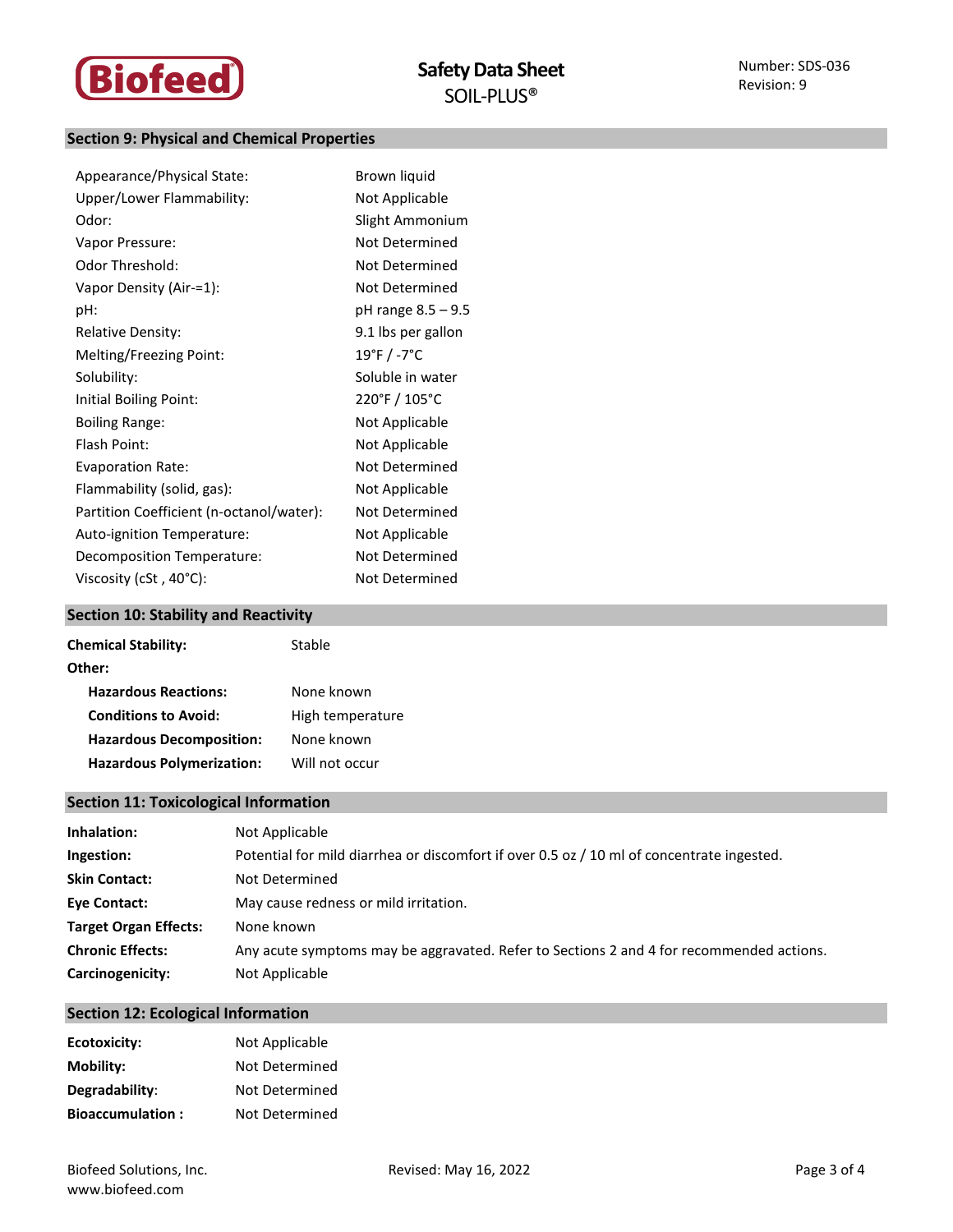## Section 9: Physical and Chemical Properties

| Property | Value |
|---|---|
| Appearance/Physical State: | Brown liquid |
| Upper/Lower Flammability: | Not Applicable |
| Odor: | Slight Ammonium |
| Vapor Pressure: | Not Determined |
| Odor Threshold: | Not Determined |
| Vapor Density (Air-=1): | Not Determined |
| pH: | pH range 8.5 – 9.5 |
| Relative Density: | 9.1 lbs per gallon |
| Melting/Freezing Point: | 19°F / -7°C |
| Solubility: | Soluble in water |
| Initial Boiling Point: | 220°F / 105°C |
| Boiling Range: | Not Applicable |
| Flash Point: | Not Applicable |
| Evaporation Rate: | Not Determined |
| Flammability (solid, gas): | Not Applicable |
| Partition Coefficient (n-octanol/water): | Not Determined |
| Auto-ignition Temperature: | Not Applicable |
| Decomposition Temperature: | Not Determined |
| Viscosity (cSt , 40°C): | Not Determined |

## Section 10: Stability and Reactivity

**Chemical Stability:** Stable

**Other:**

- **Hazardous Reactions:** None known
- **Conditions to Avoid:** High temperature
- **Hazardous Decomposition:** None known
- **Hazardous Polymerization:** Will not occur

## Section 11: Toxicological Information

| | |
|---|---|
| **Inhalation:** | Not Applicable |
| **Ingestion:** | Potential for mild diarrhea or discomfort if over 0.5 oz / 10 ml of concentrate ingested. |
| **Skin Contact:** | Not Determined |
| **Eye Contact:** | May cause redness or mild irritation. |
| **Target Organ Effects:** | None known |
| **Chronic Effects:** | Any acute symptoms may be aggravated. Refer to Sections 2 and 4 for recommended actions. |
| **Carcinogenicity:** | Not Applicable |

## Section 12: Ecological Information

| | |
|---|---|
| **Ecotoxicity:** | Not Applicable |
| **Mobility:** | Not Determined |
| **Degradability**: | Not Determined |
| **Bioaccumulation :** | Not Determined |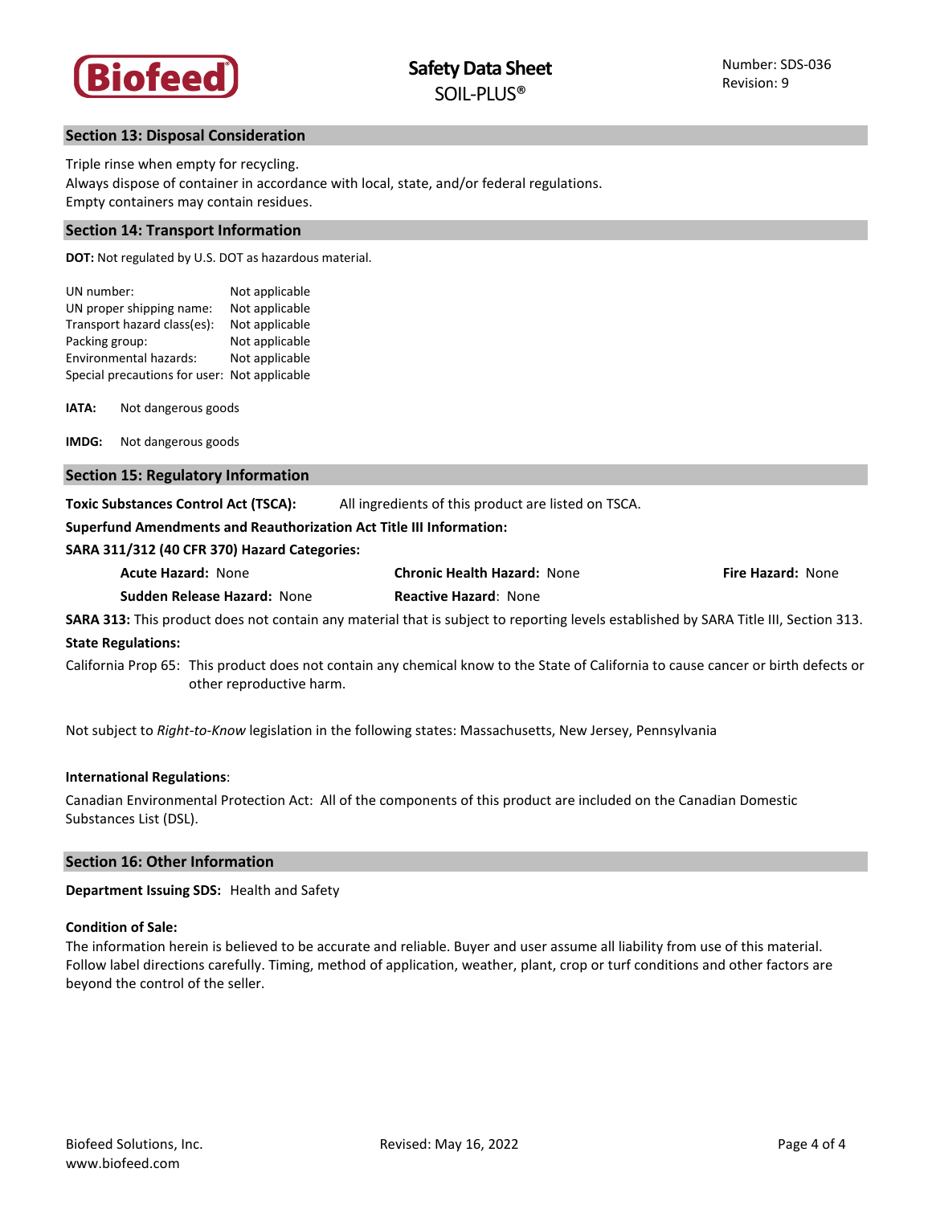## Section 13: Disposal Consideration

Triple rinse when empty for recycling.
Always dispose of container in accordance with local, state, and/or federal regulations.
Empty containers may contain residues.

## Section 14: Transport Information

**DOT:** Not regulated by U.S. DOT as hazardous material.

| | |
|---|---|
| UN number: | Not applicable |
| UN proper shipping name: | Not applicable |
| Transport hazard class(es): | Not applicable |
| Packing group: | Not applicable |
| Environmental hazards: | Not applicable |
| Special precautions for user: | Not applicable |

**IATA:** Not dangerous goods

**IMDG:** Not dangerous goods

## Section 15: Regulatory Information

**Toxic Substances Control Act (TSCA):** All ingredients of this product are listed on TSCA.

**Superfund Amendments and Reauthorization Act Title III Information:**

**SARA 311/312 (40 CFR 370) Hazard Categories:**

| | | |
|---|---|---|
| **Acute Hazard:** None | **Chronic Health Hazard:** None | **Fire Hazard:** None |
| **Sudden Release Hazard:** None | **Reactive Hazard**: None | |

**SARA 313:** This product does not contain any material that is subject to reporting levels established by SARA Title III, Section 313.

**State Regulations:**

California Prop 65: This product does not contain any chemical know to the State of California to cause cancer or birth defects or other reproductive harm.

Not subject to *Right-to-Know* legislation in the following states: Massachusetts, New Jersey, Pennsylvania

**International Regulations**:

Canadian Environmental Protection Act: All of the components of this product are included on the Canadian Domestic Substances List (DSL).

## Section 16: Other Information

**Department Issuing SDS:** Health and Safety

**Condition of Sale:**
The information herein is believed to be accurate and reliable. Buyer and user assume all liability from use of this material. Follow label directions carefully. Timing, method of application, weather, plant, crop or turf conditions and other factors are beyond the control of the seller.